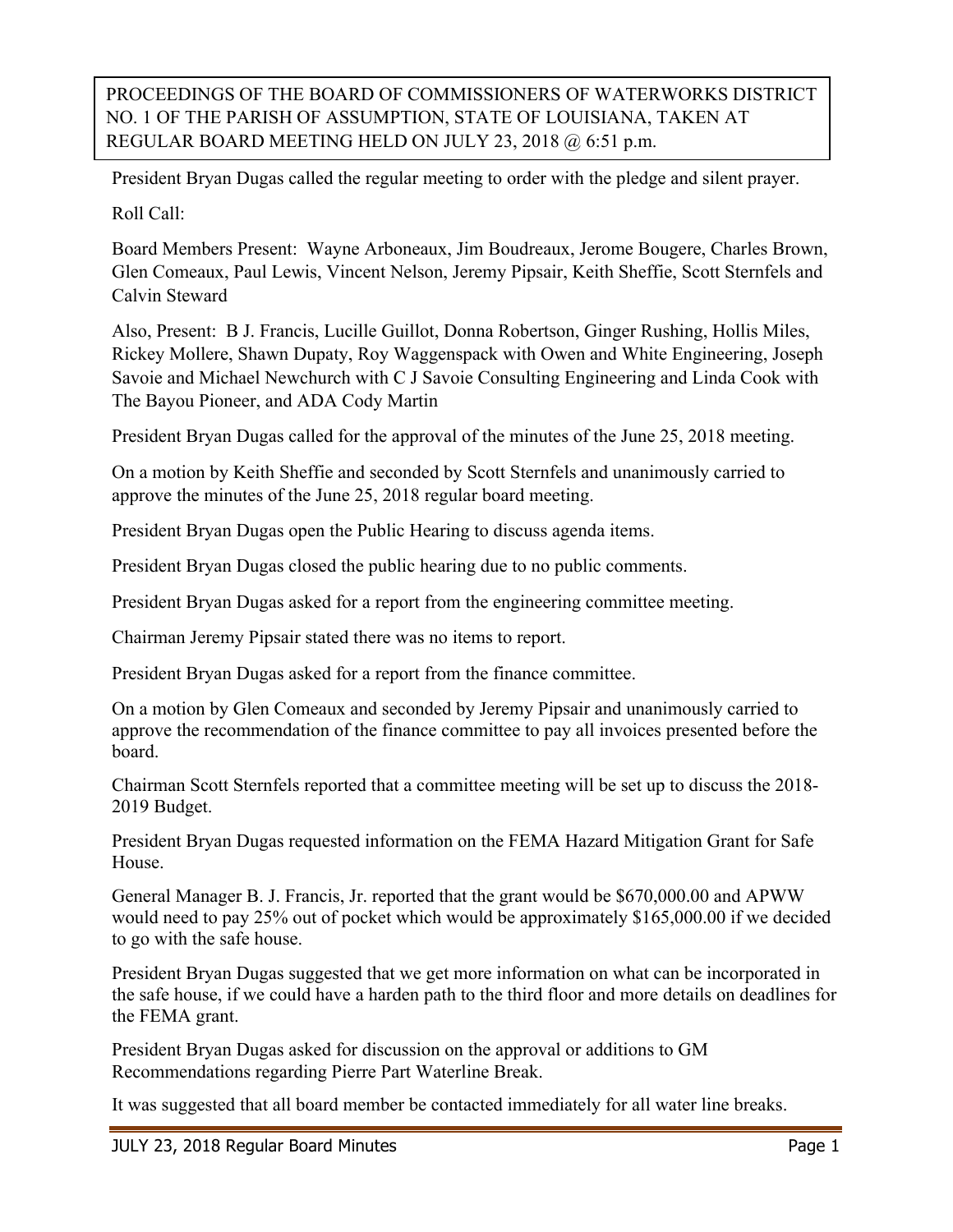PROCEEDINGS OF THE BOARD OF COMMISSIONERS OF WATERWORKS DISTRICT NO. 1 OF THE PARISH OF ASSUMPTION, STATE OF LOUISIANA, TAKEN AT REGULAR BOARD MEETING HELD ON JULY 23, 2018 @ 6:51 p.m.

President Bryan Dugas called the regular meeting to order with the pledge and silent prayer.

Roll Call:

Board Members Present: Wayne Arboneaux, Jim Boudreaux, Jerome Bougere, Charles Brown, Glen Comeaux, Paul Lewis, Vincent Nelson, Jeremy Pipsair, Keith Sheffie, Scott Sternfels and Calvin Steward

Also, Present: B J. Francis, Lucille Guillot, Donna Robertson, Ginger Rushing, Hollis Miles, Rickey Mollere, Shawn Dupaty, Roy Waggenspack with Owen and White Engineering, Joseph Savoie and Michael Newchurch with C J Savoie Consulting Engineering and Linda Cook with The Bayou Pioneer, and ADA Cody Martin

President Bryan Dugas called for the approval of the minutes of the June 25, 2018 meeting.

On a motion by Keith Sheffie and seconded by Scott Sternfels and unanimously carried to approve the minutes of the June 25, 2018 regular board meeting.

President Bryan Dugas open the Public Hearing to discuss agenda items.

President Bryan Dugas closed the public hearing due to no public comments.

President Bryan Dugas asked for a report from the engineering committee meeting.

Chairman Jeremy Pipsair stated there was no items to report.

President Bryan Dugas asked for a report from the finance committee.

On a motion by Glen Comeaux and seconded by Jeremy Pipsair and unanimously carried to approve the recommendation of the finance committee to pay all invoices presented before the board.

Chairman Scott Sternfels reported that a committee meeting will be set up to discuss the 2018-2019 Budget.

President Bryan Dugas requested information on the FEMA Hazard Mitigation Grant for Safe House.

General Manager B. J. Francis, Jr. reported that the grant would be $670,000.00 and APWW would need to pay 25% out of pocket which would be approximately $165,000.00 if we decided to go with the safe house.

President Bryan Dugas suggested that we get more information on what can be incorporated in the safe house, if we could have a harden path to the third floor and more details on deadlines for the FEMA grant.

President Bryan Dugas asked for discussion on the approval or additions to GM Recommendations regarding Pierre Part Waterline Break.

It was suggested that all board member be contacted immediately for all water line breaks.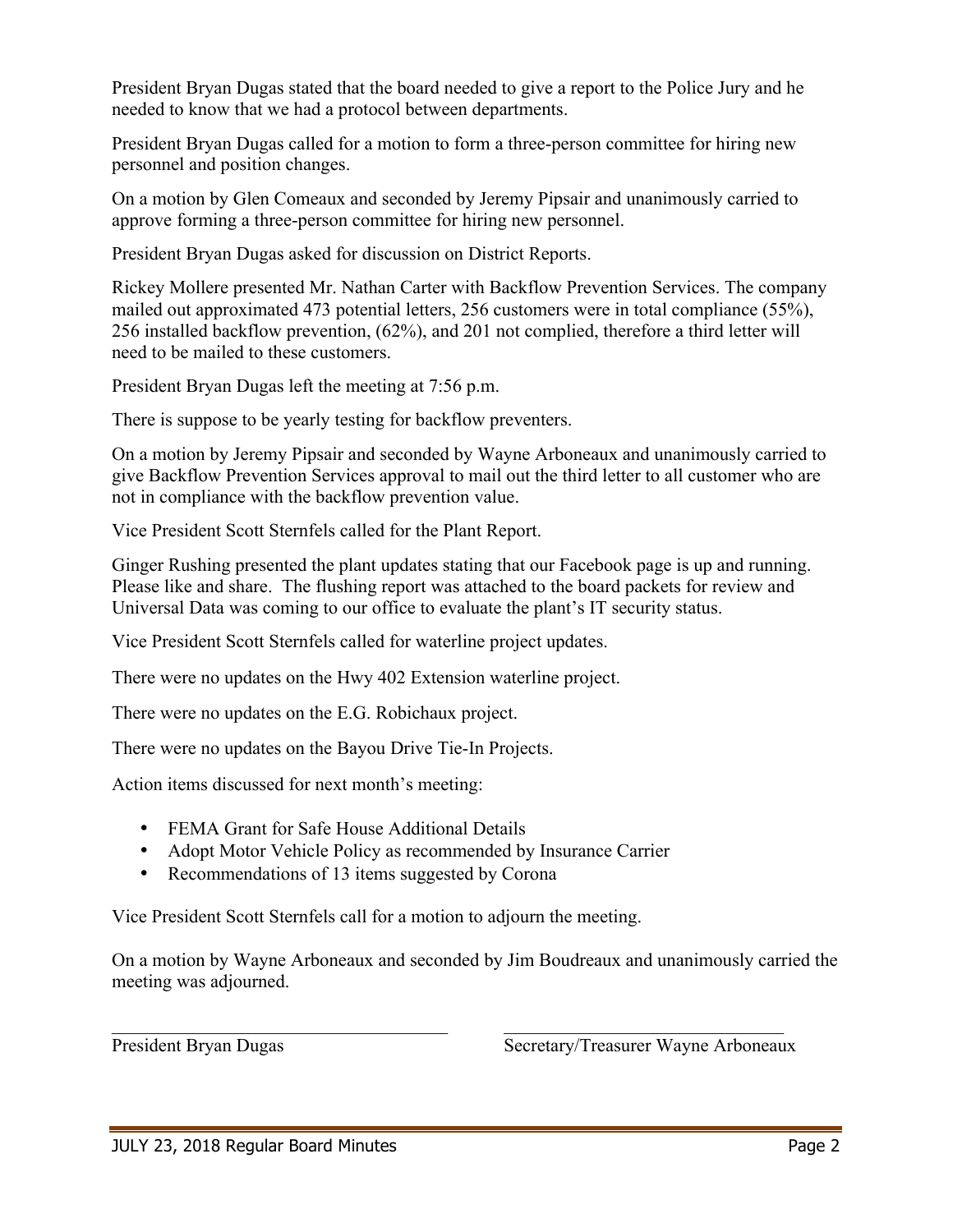President Bryan Dugas stated that the board needed to give a report to the Police Jury and he needed to know that we had a protocol between departments.

President Bryan Dugas called for a motion to form a three-person committee for hiring new personnel and position changes.

On a motion by Glen Comeaux and seconded by Jeremy Pipsair and unanimously carried to approve forming a three-person committee for hiring new personnel.

President Bryan Dugas asked for discussion on District Reports.

Rickey Mollere presented Mr. Nathan Carter with Backflow Prevention Services. The company mailed out approximated 473 potential letters, 256 customers were in total compliance (55%), 256 installed backflow prevention, (62%), and 201 not complied, therefore a third letter will need to be mailed to these customers.

President Bryan Dugas left the meeting at 7:56 p.m.

There is suppose to be yearly testing for backflow preventers.

On a motion by Jeremy Pipsair and seconded by Wayne Arboneaux and unanimously carried to give Backflow Prevention Services approval to mail out the third letter to all customer who are not in compliance with the backflow prevention value.

Vice President Scott Sternfels called for the Plant Report.

Ginger Rushing presented the plant updates stating that our Facebook page is up and running. Please like and share. The flushing report was attached to the board packets for review and Universal Data was coming to our office to evaluate the plant's IT security status.

Vice President Scott Sternfels called for waterline project updates.

There were no updates on the Hwy 402 Extension waterline project.

There were no updates on the E.G. Robichaux project.

There were no updates on the Bayou Drive Tie-In Projects.

Action items discussed for next month's meeting:

- FEMA Grant for Safe House Additional Details
- Adopt Motor Vehicle Policy as recommended by Insurance Carrier
- Recommendations of 13 items suggested by Corona

Vice President Scott Sternfels call for a motion to adjourn the meeting.

On a motion by Wayne Arboneaux and seconded by Jim Boudreaux and unanimously carried the meeting was adjourned.

\_\_\_\_\_\_\_\_\_\_\_\_\_\_\_\_\_\_\_\_\_\_\_\_\_\_\_\_\_\_\_\_\_\_\_\_\_\_
President Bryan Dugas

\_\_\_\_\_\_\_\_\_\_\_\_\_\_\_\_\_\_\_\_\_\_\_\_\_\_\_\_\_\_\_\_\_\_\_\_
Secretary/Treasurer Wayne Arboneaux